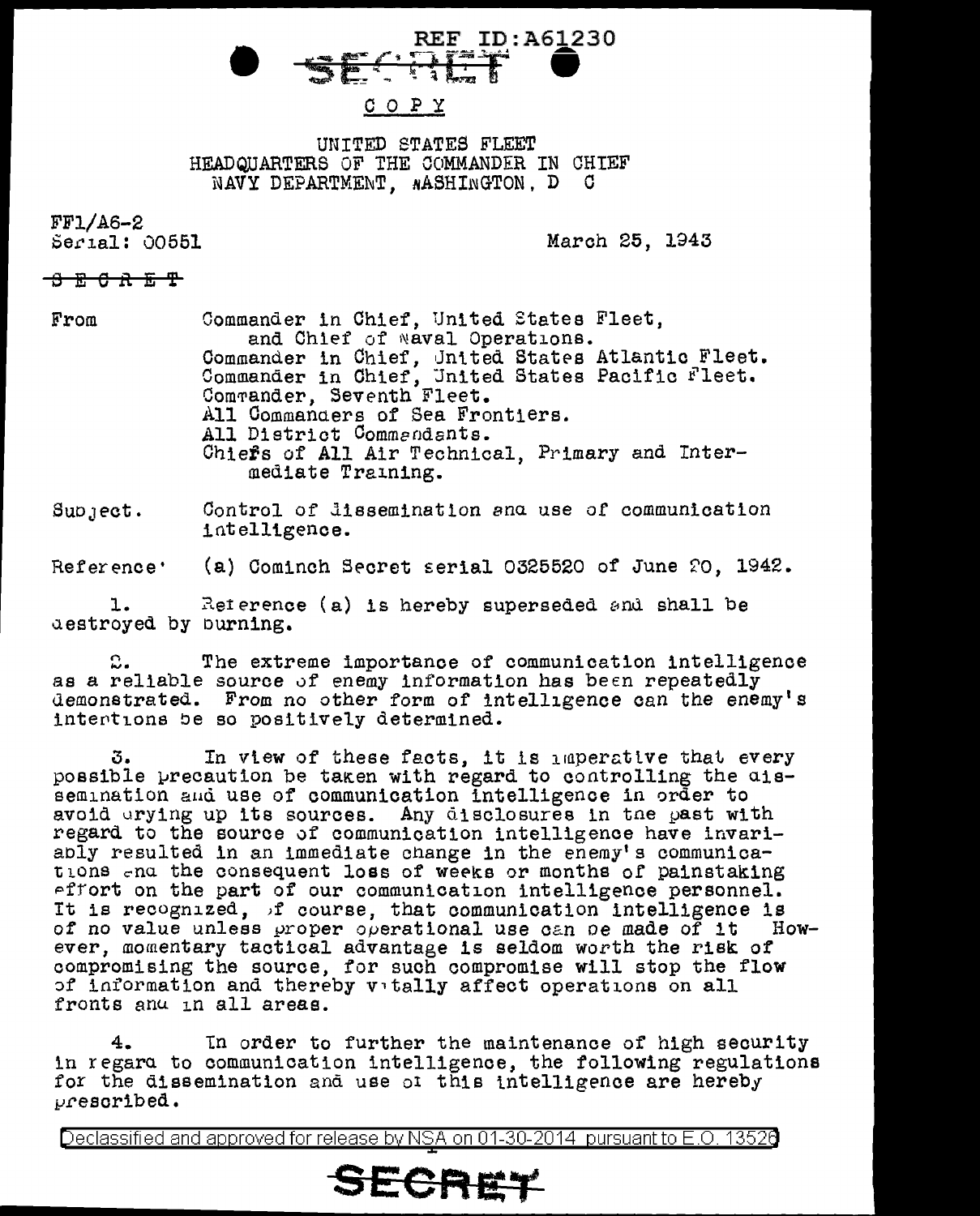REF ID:A61230

SECRET

COPY

UNITED STATES FLEET
HEADQUARTERS OF THE COMMANDER IN CHIEF
NAVY DEPARTMENT, WASHINGTON, D C

FF1/A6-2
Serial: 00551

March 25, 1943

~~SECRET~~

From Commander in Chief, United States Fleet, and Chief of Naval Operations.
Commander in Chief, United States Atlantic Fleet.
Commander in Chief, United States Pacific Fleet.
Commander, Seventh Fleet.
All Commanders of Sea Frontiers.
All District Commandants.
Chiefs of All Air Technical, Primary and Intermediate Training.

Subject. Control of dissemination and use of communication intelligence.

Reference: (a) Cominch Secret serial 0325520 of June 20, 1942.

1. Reference (a) is hereby superseded and shall be destroyed by burning.

2. The extreme importance of communication intelligence as a reliable source of enemy information has been repeatedly demonstrated. From no other form of intelligence can the enemy's intentions be so positively determined.

3. In view of these facts, it is imperative that every possible precaution be taken with regard to controlling the dissemination and use of communication intelligence in order to avoid drying up its sources. Any disclosures in the past with regard to the source of communication intelligence have invariably resulted in an immediate change in the enemy's communications and the consequent loss of weeks or months of painstaking effort on the part of our communication intelligence personnel. It is recognized, of course, that communication intelligence is of no value unless proper operational use can be made of it However, momentary tactical advantage is seldom worth the risk of compromising the source, for such compromise will stop the flow of information and thereby vitally affect operations on all fronts and in all areas.

4. In order to further the maintenance of high security in regard to communication intelligence, the following regulations for the dissemination and use of this intelligence are hereby prescribed.

Declassified and approved for release by NSA on 01-30-2014 pursuant to E.O. 13526

SECRET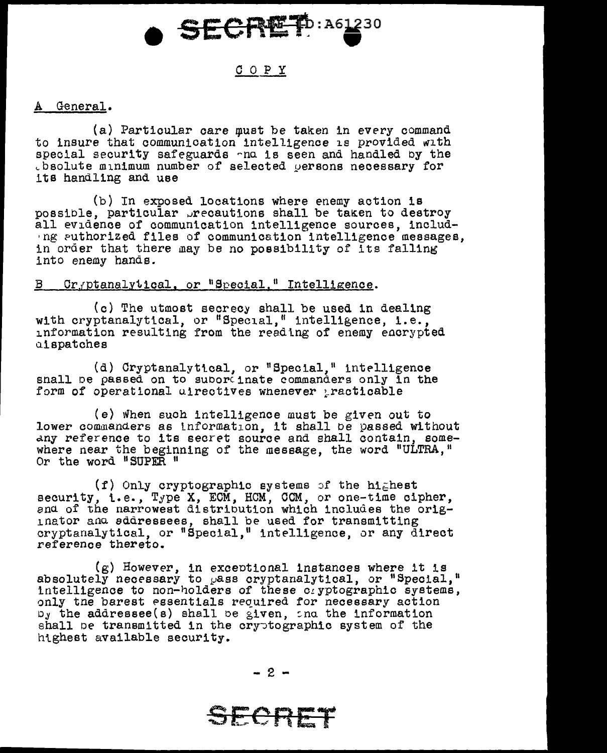SECRET REF ID:A61230

COPY

A General.

(a) Particular care must be taken in every command to insure that communication intelligence is provided with special security safeguards and is seen and handled by the absolute minimum number of selected persons necessary for its handling and use

(b) In exposed locations where enemy action is possible, particular precautions shall be taken to destroy all evidence of communication intelligence sources, including authorized files of communication intelligence messages, in order that there may be no possibility of its falling into enemy hands.

B Cryptanalytical, or "Special," Intelligence.

(c) The utmost secrecy shall be used in dealing with cryptanalytical, or "Special," intelligence, i.e., information resulting from the reading of enemy encrypted dispatches

(d) Cryptanalytical, or "Special," intelligence shall be passed on to subordinate commanders only in the form of operational directives whenever practicable

(e) When such intelligence must be given out to lower commanders as information, it shall be passed without any reference to its secret source and shall contain, somewhere near the beginning of the message, the word "ULTRA," Or the word "SUPER"

(f) Only cryptographic systems of the highest security, i.e., Type X, ECM, HCM, CCM, or one-time cipher, and of the narrowest distribution which includes the originator and addressees, shall be used for transmitting cryptanalytical, or "Special," intelligence, or any direct reference thereto.

(g) However, in exceptional instances where it is absolutely necessary to pass cryptanalytical, or "Special," intelligence to non-holders of these cryptographic systems, only the barest essentials required for necessary action by the addressee(s) shall be given, and the information shall be transmitted in the cryptographic system of the highest available security.

SECRET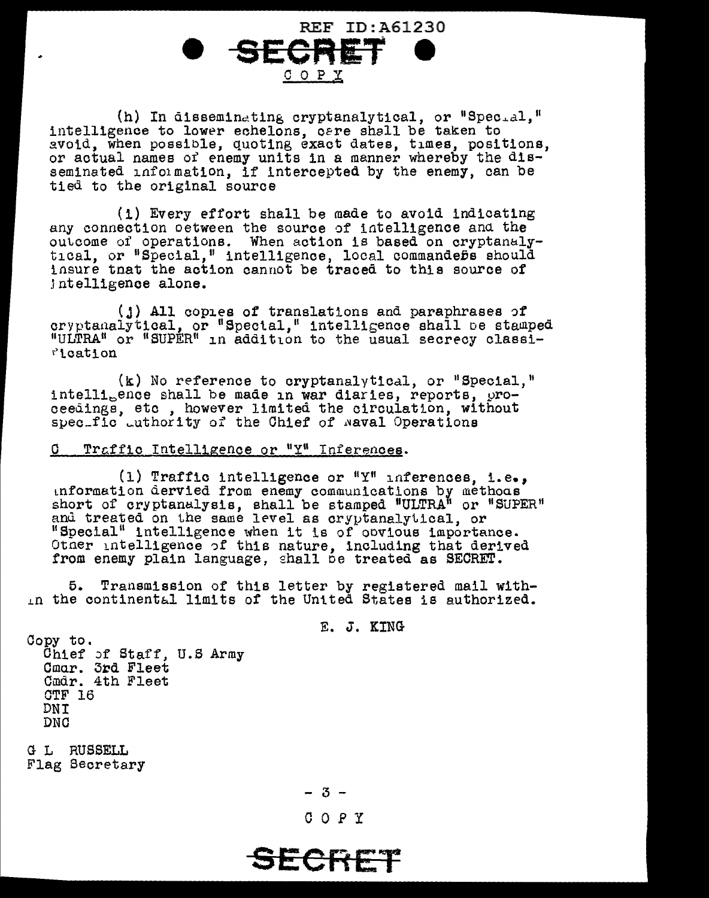REF ID:A61230

SECRET

COPY

(h) In disseminating cryptanalytical, or "Special," intelligence to lower echelons, care shall be taken to avoid, when possible, quoting exact dates, times, positions, or actual names of enemy units in a manner whereby the disseminated information, if intercepted by the enemy, can be tied to the original source

(i) Every effort shall be made to avoid indicating any connection between the source of intelligence and the outcome of operations. When action is based on cryptanalytical, or "Special," intelligence, local commanders should insure that the action cannot be traced to this source of intelligence alone.

(j) All copies of translations and paraphrases of cryptanalytical, or "Special," intelligence shall be stamped "ULTRA" or "SUPER" in addition to the usual secrecy classification

(k) No reference to cryptanalytical, or "Special," intelligence shall be made in war diaries, reports, proceedings, etc , however limited the circulation, without specific authority of the Chief of Naval Operations

C Traffic Intelligence or "Y" Inferences.

(1) Traffic intelligence or "Y" inferences, i.e., information dervied from enemy communications by methods short of cryptanalysis, shall be stamped "ULTRA" or "SUPER" and treated on the same level as cryptanalytical, or "Special" intelligence when it is of obvious importance. Other intelligence of this nature, including that derived from enemy plain language, shall be treated as SECRET.

5. Transmission of this letter by registered mail within the continental limits of the United States is authorized.

E. J. KING

Copy to.
Chief of Staff, U.S Army
Cmdr. 3rd Fleet
Cmdr. 4th Fleet
CTF 16
DNI
DNC

G L RUSSELL
Flag Secretary

COPY

SECRET